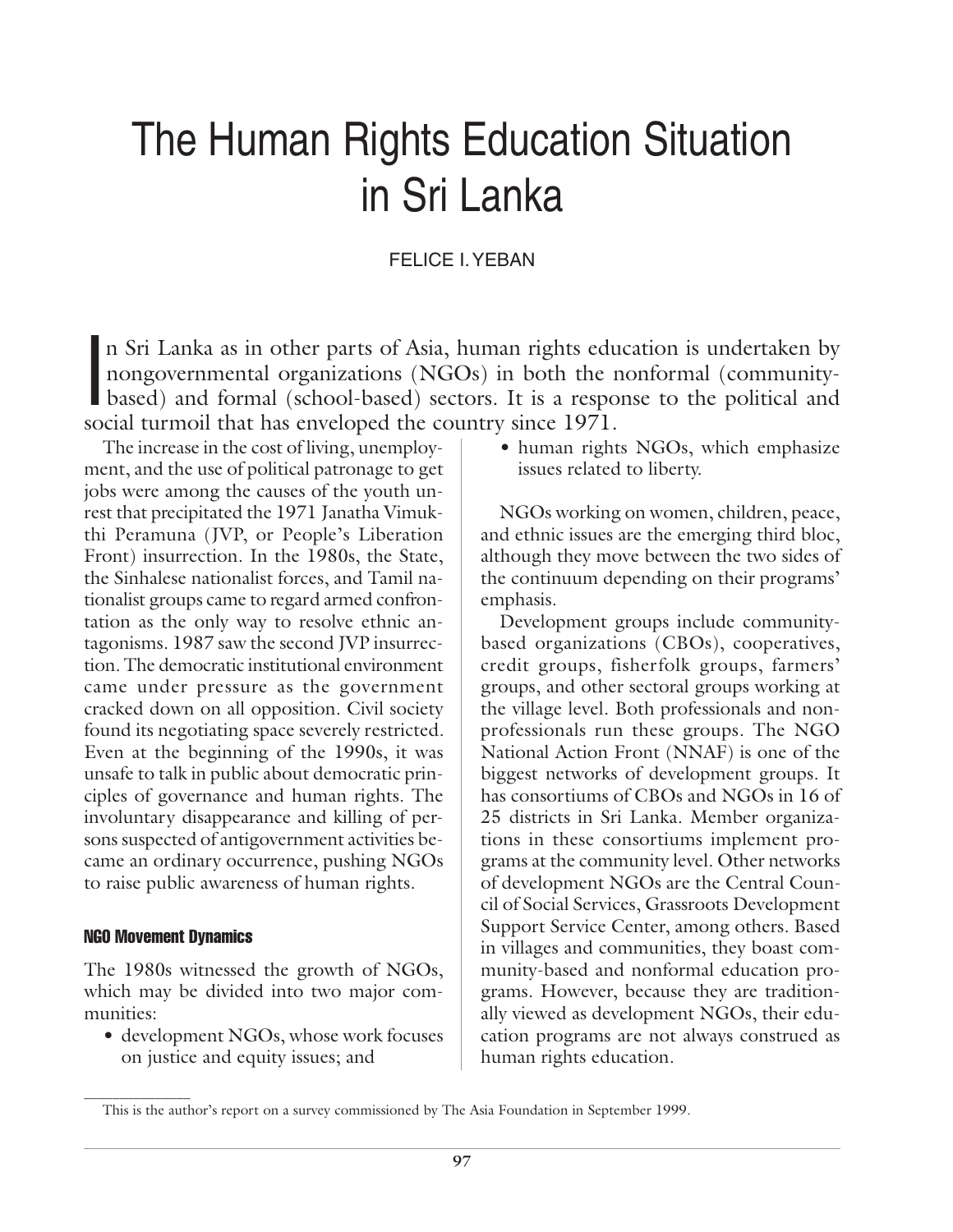# The Human Rights Education Situation in Sri Lanka

FELICE I. YEBAN

In Sri Lanka as in other parts of Asia, human rights education is undertaken by nongovernmental organizations (NGOs) in both the nonformal (community-based) and formal (school-based) sectors. It is a response to the political and social turmoil that has enveloped the country since 1971.

The increase in the cost of living, unemployment, and the use of political patronage to get jobs were among the causes of the youth unrest that precipitated the 1971 Janatha Vimukthi Peramuna (JVP, or People's Liberation Front) insurrection. In the 1980s, the State, the Sinhalese nationalist forces, and Tamil nationalist groups came to regard armed confrontation as the only way to resolve ethnic antagonisms. 1987 saw the second JVP insurrection. The democratic institutional environment came under pressure as the government cracked down on all opposition. Civil society found its negotiating space severely restricted. Even at the beginning of the 1990s, it was unsafe to talk in public about democratic principles of governance and human rights. The involuntary disappearance and killing of persons suspected of antigovernment activities became an ordinary occurrence, pushing NGOs to raise public awareness of human rights.

### NGO Movement Dynamics

The 1980s witnessed the growth of NGOs, which may be divided into two major communities:

- development NGOs, whose work focuses on justice and equity issues; and
- human rights NGOs, which emphasize issues related to liberty.

NGOs working on women, children, peace, and ethnic issues are the emerging third bloc, although they move between the two sides of the continuum depending on their programs' emphasis.

Development groups include community-based organizations (CBOs), cooperatives, credit groups, fisherfolk groups, farmers' groups, and other sectoral groups working at the village level. Both professionals and nonprofessionals run these groups. The NGO National Action Front (NNAF) is one of the biggest networks of development groups. It has consortiums of CBOs and NGOs in 16 of 25 districts in Sri Lanka. Member organizations in these consortiums implement programs at the community level. Other networks of development NGOs are the Central Council of Social Services, Grassroots Development Support Service Center, among others. Based in villages and communities, they boast community-based and nonformal education programs. However, because they are traditionally viewed as development NGOs, their education programs are not always construed as human rights education.

---

This is the author's report on a survey commissioned by The Asia Foundation in September 1999.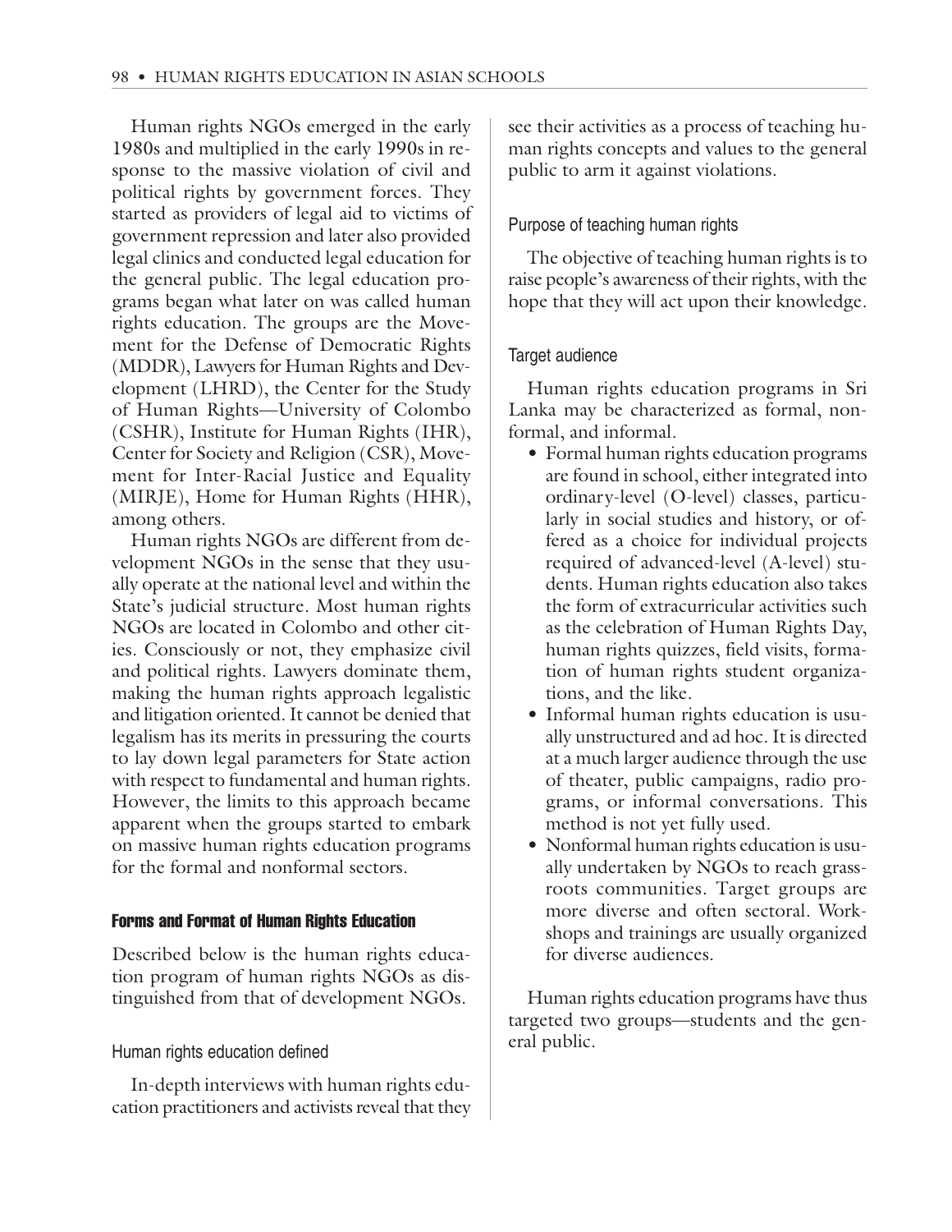Human rights NGOs emerged in the early 1980s and multiplied in the early 1990s in response to the massive violation of civil and political rights by government forces. They started as providers of legal aid to victims of government repression and later also provided legal clinics and conducted legal education for the general public. The legal education programs began what later on was called human rights education. The groups are the Movement for the Defense of Democratic Rights (MDDR), Lawyers for Human Rights and Development (LHRD), the Center for the Study of Human Rights—University of Colombo (CSHR), Institute for Human Rights (IHR), Center for Society and Religion (CSR), Movement for Inter-Racial Justice and Equality (MIRJE), Home for Human Rights (HHR), among others.

Human rights NGOs are different from development NGOs in the sense that they usually operate at the national level and within the State's judicial structure. Most human rights NGOs are located in Colombo and other cities. Consciously or not, they emphasize civil and political rights. Lawyers dominate them, making the human rights approach legalistic and litigation oriented. It cannot be denied that legalism has its merits in pressuring the courts to lay down legal parameters for State action with respect to fundamental and human rights. However, the limits to this approach became apparent when the groups started to embark on massive human rights education programs for the formal and nonformal sectors.

## Forms and Format of Human Rights Education

Described below is the human rights education program of human rights NGOs as distinguished from that of development NGOs.

### Human rights education defined

In-depth interviews with human rights education practitioners and activists reveal that they see their activities as a process of teaching human rights concepts and values to the general public to arm it against violations.

### Purpose of teaching human rights

The objective of teaching human rights is to raise people's awareness of their rights, with the hope that they will act upon their knowledge.

### Target audience

Human rights education programs in Sri Lanka may be characterized as formal, nonformal, and informal.

- Formal human rights education programs are found in school, either integrated into ordinary-level (O-level) classes, particularly in social studies and history, or offered as a choice for individual projects required of advanced-level (A-level) students. Human rights education also takes the form of extracurricular activities such as the celebration of Human Rights Day, human rights quizzes, field visits, formation of human rights student organizations, and the like.
- Informal human rights education is usually unstructured and ad hoc. It is directed at a much larger audience through the use of theater, public campaigns, radio programs, or informal conversations. This method is not yet fully used.
- Nonformal human rights education is usually undertaken by NGOs to reach grassroots communities. Target groups are more diverse and often sectoral. Workshops and trainings are usually organized for diverse audiences.

Human rights education programs have thus targeted two groups—students and the general public.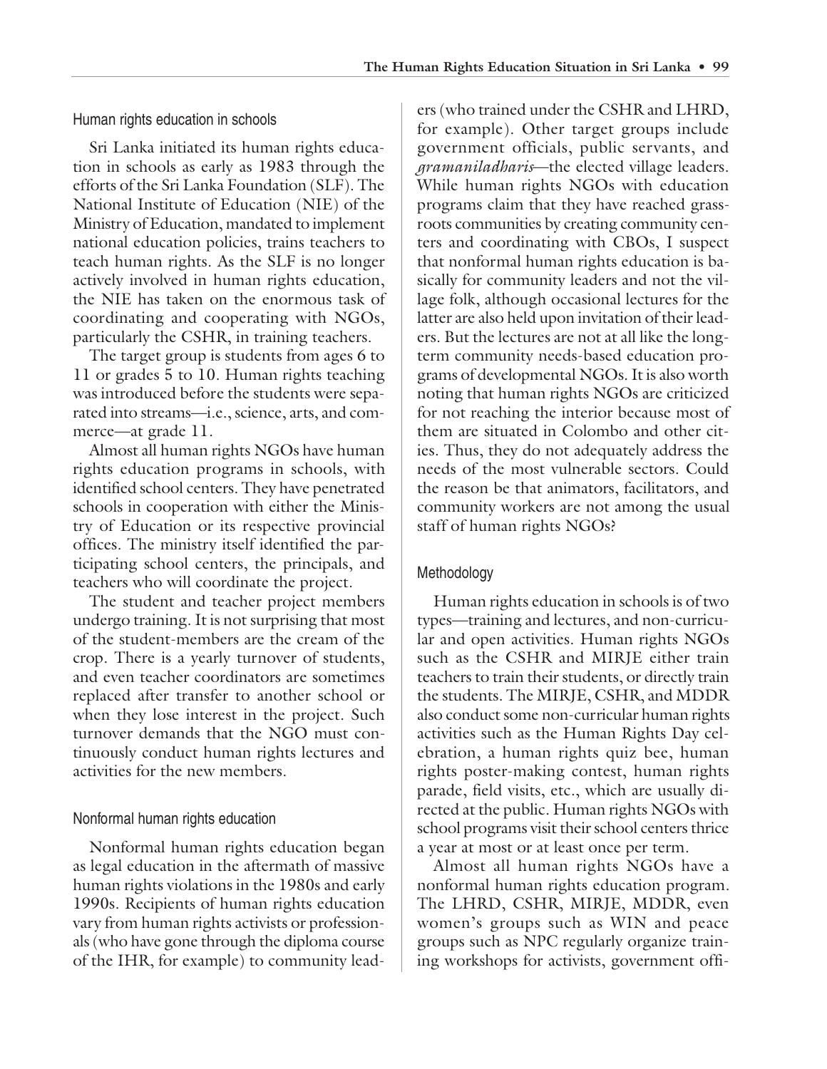## Human rights education in schools

Sri Lanka initiated its human rights education in schools as early as 1983 through the efforts of the Sri Lanka Foundation (SLF). The National Institute of Education (NIE) of the Ministry of Education, mandated to implement national education policies, trains teachers to teach human rights. As the SLF is no longer actively involved in human rights education, the NIE has taken on the enormous task of coordinating and cooperating with NGOs, particularly the CSHR, in training teachers.

The target group is students from ages 6 to 11 or grades 5 to 10. Human rights teaching was introduced before the students were separated into streams—i.e., science, arts, and commerce—at grade 11.

Almost all human rights NGOs have human rights education programs in schools, with identified school centers. They have penetrated schools in cooperation with either the Ministry of Education or its respective provincial offices. The ministry itself identified the participating school centers, the principals, and teachers who will coordinate the project.

The student and teacher project members undergo training. It is not surprising that most of the student-members are the cream of the crop. There is a yearly turnover of students, and even teacher coordinators are sometimes replaced after transfer to another school or when they lose interest in the project. Such turnover demands that the NGO must continuously conduct human rights lectures and activities for the new members.

## Nonformal human rights education

Nonformal human rights education began as legal education in the aftermath of massive human rights violations in the 1980s and early 1990s. Recipients of human rights education vary from human rights activists or professionals (who have gone through the diploma course of the IHR, for example) to community leaders (who trained under the CSHR and LHRD, for example). Other target groups include government officials, public servants, and *gramaniladharis*—the elected village leaders. While human rights NGOs with education programs claim that they have reached grassroots communities by creating community centers and coordinating with CBOs, I suspect that nonformal human rights education is basically for community leaders and not the village folk, although occasional lectures for the latter are also held upon invitation of their leaders. But the lectures are not at all like the long-term community needs-based education programs of developmental NGOs. It is also worth noting that human rights NGOs are criticized for not reaching the interior because most of them are situated in Colombo and other cities. Thus, they do not adequately address the needs of the most vulnerable sectors. Could the reason be that animators, facilitators, and community workers are not among the usual staff of human rights NGOs?

## Methodology

Human rights education in schools is of two types—training and lectures, and non-curricular and open activities. Human rights NGOs such as the CSHR and MIRJE either train teachers to train their students, or directly train the students. The MIRJE, CSHR, and MDDR also conduct some non-curricular human rights activities such as the Human Rights Day celebration, a human rights quiz bee, human rights poster-making contest, human rights parade, field visits, etc., which are usually directed at the public. Human rights NGOs with school programs visit their school centers thrice a year at most or at least once per term.

Almost all human rights NGOs have a nonformal human rights education program. The LHRD, CSHR, MIRJE, MDDR, even women's groups such as WIN and peace groups such as NPC regularly organize training workshops for activists, government offi-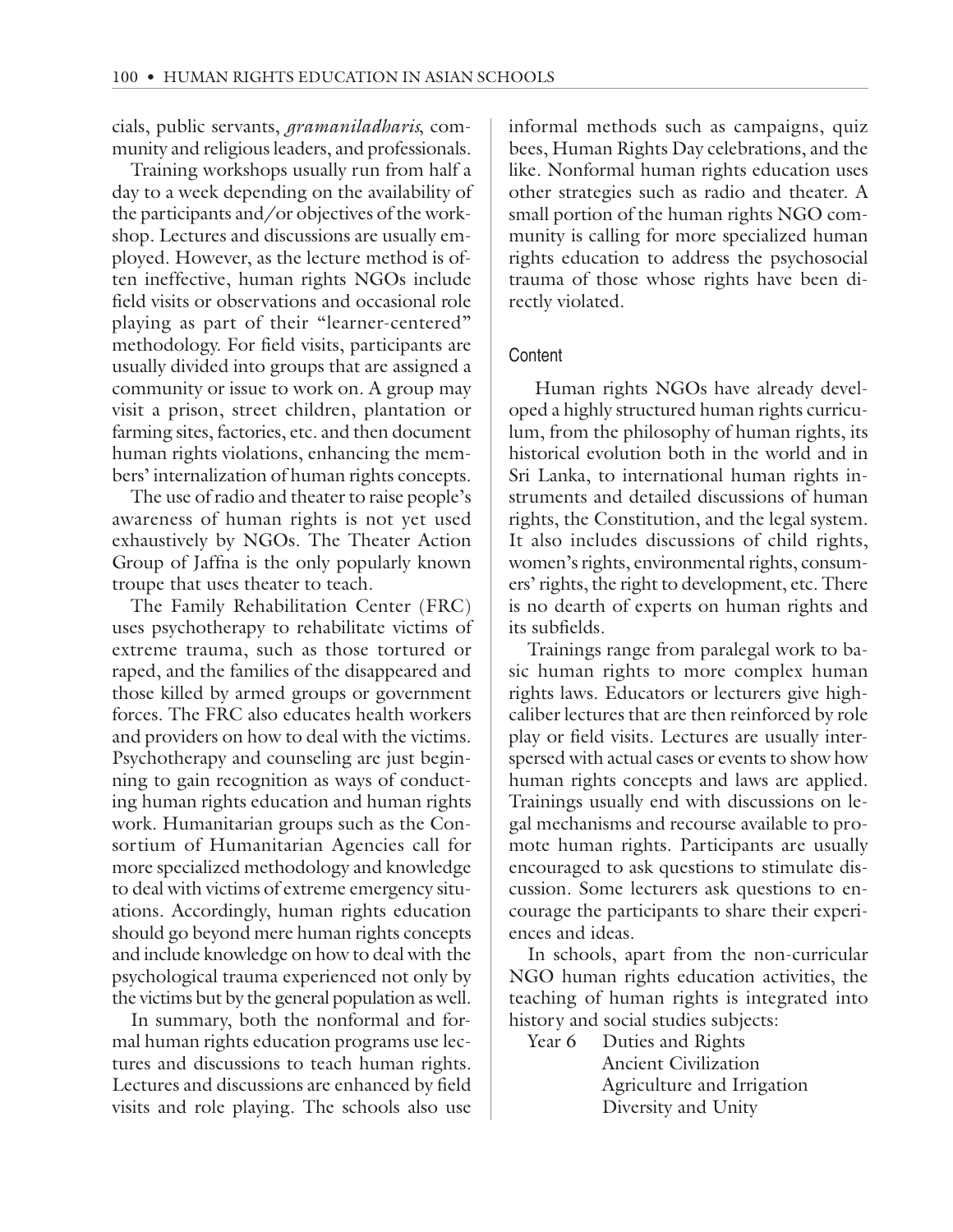cials, public servants, *gramaniladharis*, community and religious leaders, and professionals.

Training workshops usually run from half a day to a week depending on the availability of the participants and/or objectives of the workshop. Lectures and discussions are usually employed. However, as the lecture method is often ineffective, human rights NGOs include field visits or observations and occasional role playing as part of their "learner-centered" methodology. For field visits, participants are usually divided into groups that are assigned a community or issue to work on. A group may visit a prison, street children, plantation or farming sites, factories, etc. and then document human rights violations, enhancing the members' internalization of human rights concepts.

The use of radio and theater to raise people's awareness of human rights is not yet used exhaustively by NGOs. The Theater Action Group of Jaffna is the only popularly known troupe that uses theater to teach.

The Family Rehabilitation Center (FRC) uses psychotherapy to rehabilitate victims of extreme trauma, such as those tortured or raped, and the families of the disappeared and those killed by armed groups or government forces. The FRC also educates health workers and providers on how to deal with the victims. Psychotherapy and counseling are just beginning to gain recognition as ways of conducting human rights education and human rights work. Humanitarian groups such as the Consortium of Humanitarian Agencies call for more specialized methodology and knowledge to deal with victims of extreme emergency situations. Accordingly, human rights education should go beyond mere human rights concepts and include knowledge on how to deal with the psychological trauma experienced not only by the victims but by the general population as well.

In summary, both the nonformal and formal human rights education programs use lectures and discussions to teach human rights. Lectures and discussions are enhanced by field visits and role playing. The schools also use informal methods such as campaigns, quiz bees, Human Rights Day celebrations, and the like. Nonformal human rights education uses other strategies such as radio and theater. A small portion of the human rights NGO community is calling for more specialized human rights education to address the psychosocial trauma of those whose rights have been directly violated.

### Content

Human rights NGOs have already developed a highly structured human rights curriculum, from the philosophy of human rights, its historical evolution both in the world and in Sri Lanka, to international human rights instruments and detailed discussions of human rights, the Constitution, and the legal system. It also includes discussions of child rights, women's rights, environmental rights, consumers' rights, the right to development, etc. There is no dearth of experts on human rights and its subfields.

Trainings range from paralegal work to basic human rights to more complex human rights laws. Educators or lecturers give high-caliber lectures that are then reinforced by role play or field visits. Lectures are usually interspersed with actual cases or events to show how human rights concepts and laws are applied. Trainings usually end with discussions on legal mechanisms and recourse available to promote human rights. Participants are usually encouraged to ask questions to stimulate discussion. Some lecturers ask questions to encourage the participants to share their experiences and ideas.

In schools, apart from the non-curricular NGO human rights education activities, the teaching of human rights is integrated into history and social studies subjects:

Year 6
- Duties and Rights
- Ancient Civilization
- Agriculture and Irrigation
- Diversity and Unity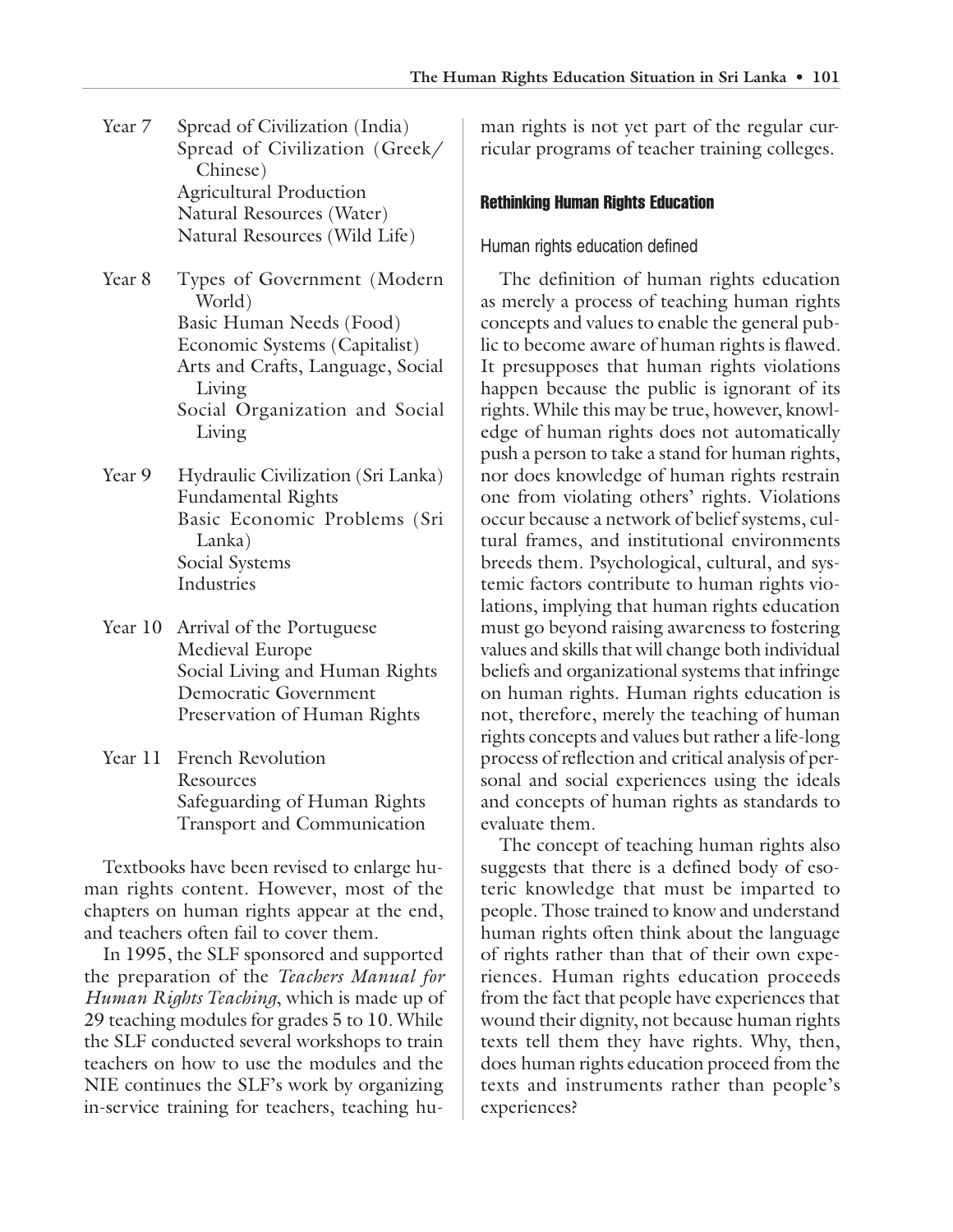Year 7 Spread of Civilization (India)
Spread of Civilization (Greek/Chinese)
Agricultural Production
Natural Resources (Water)
Natural Resources (Wild Life)

Year 8 Types of Government (Modern World)
Basic Human Needs (Food)
Economic Systems (Capitalist)
Arts and Crafts, Language, Social Living
Social Organization and Social Living

Year 9 Hydraulic Civilization (Sri Lanka)
Fundamental Rights
Basic Economic Problems (Sri Lanka)
Social Systems
Industries

Year 10 Arrival of the Portuguese
Medieval Europe
Social Living and Human Rights
Democratic Government
Preservation of Human Rights

Year 11 French Revolution
Resources
Safeguarding of Human Rights
Transport and Communication

Textbooks have been revised to enlarge human rights content. However, most of the chapters on human rights appear at the end, and teachers often fail to cover them.

In 1995, the SLF sponsored and supported the preparation of the *Teachers Manual for Human Rights Teaching*, which is made up of 29 teaching modules for grades 5 to 10. While the SLF conducted several workshops to train teachers on how to use the modules and the NIE continues the SLF's work by organizing in-service training for teachers, teaching human rights is not yet part of the regular curricular programs of teacher training colleges.

## Rethinking Human Rights Education

### Human rights education defined

The definition of human rights education as merely a process of teaching human rights concepts and values to enable the general public to become aware of human rights is flawed. It presupposes that human rights violations happen because the public is ignorant of its rights. While this may be true, however, knowledge of human rights does not automatically push a person to take a stand for human rights, nor does knowledge of human rights restrain one from violating others' rights. Violations occur because a network of belief systems, cultural frames, and institutional environments breeds them. Psychological, cultural, and systemic factors contribute to human rights violations, implying that human rights education must go beyond raising awareness to fostering values and skills that will change both individual beliefs and organizational systems that infringe on human rights. Human rights education is not, therefore, merely the teaching of human rights concepts and values but rather a life-long process of reflection and critical analysis of personal and social experiences using the ideals and concepts of human rights as standards to evaluate them.

The concept of teaching human rights also suggests that there is a defined body of esoteric knowledge that must be imparted to people. Those trained to know and understand human rights often think about the language of rights rather than that of their own experiences. Human rights education proceeds from the fact that people have experiences that wound their dignity, not because human rights texts tell them they have rights. Why, then, does human rights education proceed from the texts and instruments rather than people's experiences?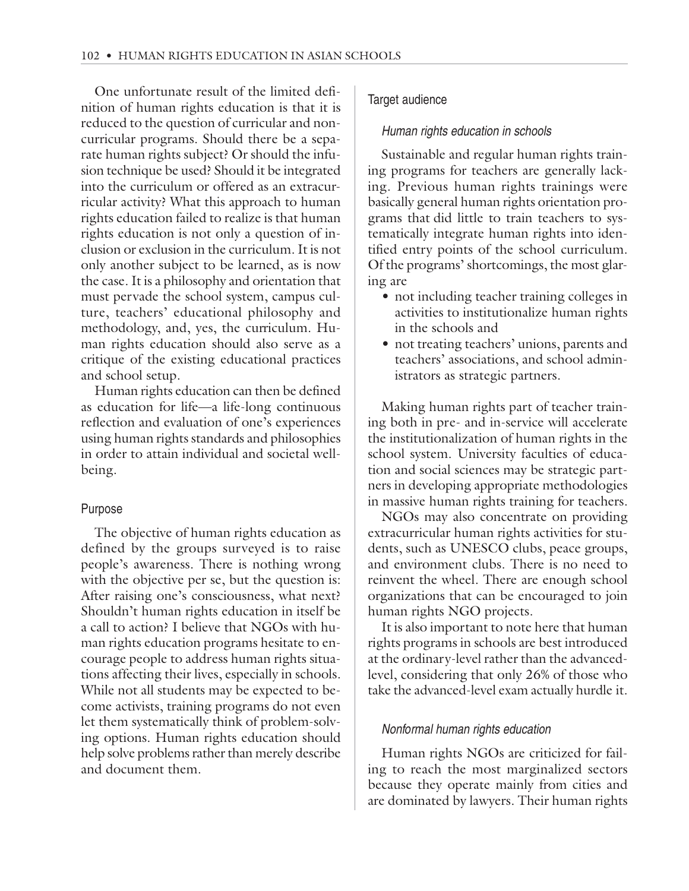One unfortunate result of the limited definition of human rights education is that it is reduced to the question of curricular and noncurricular programs. Should there be a separate human rights subject? Or should the infusion technique be used? Should it be integrated into the curriculum or offered as an extracurricular activity? What this approach to human rights education failed to realize is that human rights education is not only a question of inclusion or exclusion in the curriculum. It is not only another subject to be learned, as is now the case. It is a philosophy and orientation that must pervade the school system, campus culture, teachers' educational philosophy and methodology, and, yes, the curriculum. Human rights education should also serve as a critique of the existing educational practices and school setup.

Human rights education can then be defined as education for life—a life-long continuous reflection and evaluation of one's experiences using human rights standards and philosophies in order to attain individual and societal wellbeing.

### Purpose

The objective of human rights education as defined by the groups surveyed is to raise people's awareness. There is nothing wrong with the objective per se, but the question is: After raising one's consciousness, what next? Shouldn't human rights education in itself be a call to action? I believe that NGOs with human rights education programs hesitate to encourage people to address human rights situations affecting their lives, especially in schools. While not all students may be expected to become activists, training programs do not even let them systematically think of problem-solving options. Human rights education should help solve problems rather than merely describe and document them.

### Target audience

#### *Human rights education in schools*

Sustainable and regular human rights training programs for teachers are generally lacking. Previous human rights trainings were basically general human rights orientation programs that did little to train teachers to systematically integrate human rights into identified entry points of the school curriculum. Of the programs' shortcomings, the most glaring are

- not including teacher training colleges in activities to institutionalize human rights in the schools and
- not treating teachers' unions, parents and teachers' associations, and school administrators as strategic partners.

Making human rights part of teacher training both in pre- and in-service will accelerate the institutionalization of human rights in the school system. University faculties of education and social sciences may be strategic partners in developing appropriate methodologies in massive human rights training for teachers.

NGOs may also concentrate on providing extracurricular human rights activities for students, such as UNESCO clubs, peace groups, and environment clubs. There is no need to reinvent the wheel. There are enough school organizations that can be encouraged to join human rights NGO projects.

It is also important to note here that human rights programs in schools are best introduced at the ordinary-level rather than the advanced-level, considering that only 26% of those who take the advanced-level exam actually hurdle it.

#### *Nonformal human rights education*

Human rights NGOs are criticized for failing to reach the most marginalized sectors because they operate mainly from cities and are dominated by lawyers. Their human rights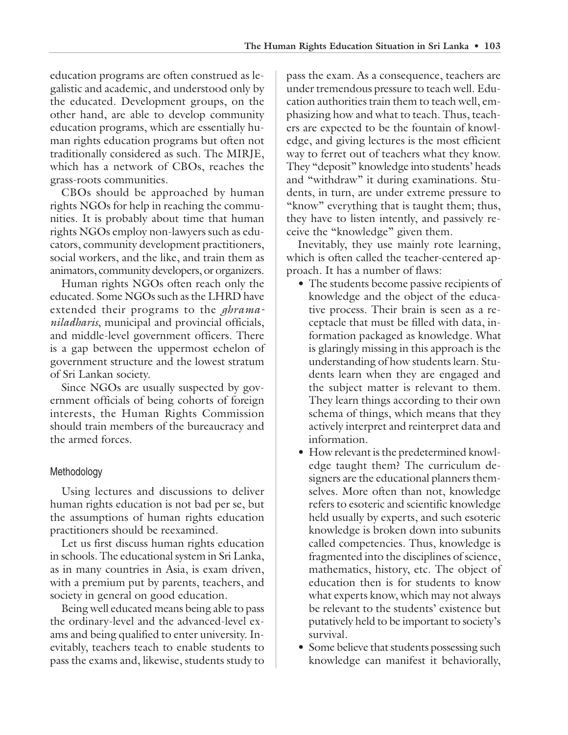education programs are often construed as legalistic and academic, and understood only by the educated. Development groups, on the other hand, are able to develop community education programs, which are essentially human rights education programs but often not traditionally considered as such. The MIRJE, which has a network of CBOs, reaches the grass-roots communities.

CBOs should be approached by human rights NGOs for help in reaching the communities. It is probably about time that human rights NGOs employ non-lawyers such as educators, community development practitioners, social workers, and the like, and train them as animators, community developers, or organizers.

Human rights NGOs often reach only the educated. Some NGOs such as the LHRD have extended their programs to the *ghramaniladharis*, municipal and provincial officials, and middle-level government officers. There is a gap between the uppermost echelon of government structure and the lowest stratum of Sri Lankan society.

Since NGOs are usually suspected by government officials of being cohorts of foreign interests, the Human Rights Commission should train members of the bureaucracy and the armed forces.

### Methodology

Using lectures and discussions to deliver human rights education is not bad per se, but the assumptions of human rights education practitioners should be reexamined.

Let us first discuss human rights education in schools. The educational system in Sri Lanka, as in many countries in Asia, is exam driven, with a premium put by parents, teachers, and society in general on good education.

Being well educated means being able to pass the ordinary-level and the advanced-level exams and being qualified to enter university. Inevitably, teachers teach to enable students to pass the exams and, likewise, students study to pass the exam. As a consequence, teachers are under tremendous pressure to teach well. Education authorities train them to teach well, emphasizing how and what to teach. Thus, teachers are expected to be the fountain of knowledge, and giving lectures is the most efficient way to ferret out of teachers what they know. They "deposit" knowledge into students' heads and "withdraw" it during examinations. Students, in turn, are under extreme pressure to "know" everything that is taught them; thus, they have to listen intently, and passively receive the "knowledge" given them.

Inevitably, they use mainly rote learning, which is often called the teacher-centered approach. It has a number of flaws:

- The students become passive recipients of knowledge and the object of the educative process. Their brain is seen as a receptacle that must be filled with data, information packaged as knowledge. What is glaringly missing in this approach is the understanding of how students learn. Students learn when they are engaged and the subject matter is relevant to them. They learn things according to their own schema of things, which means that they actively interpret and reinterpret data and information.
- How relevant is the predetermined knowledge taught them? The curriculum designers are the educational planners themselves. More often than not, knowledge refers to esoteric and scientific knowledge held usually by experts, and such esoteric knowledge is broken down into subunits called competencies. Thus, knowledge is fragmented into the disciplines of science, mathematics, history, etc. The object of education then is for students to know what experts know, which may not always be relevant to the students' existence but putatively held to be important to society's survival.
- Some believe that students possessing such knowledge can manifest it behaviorally,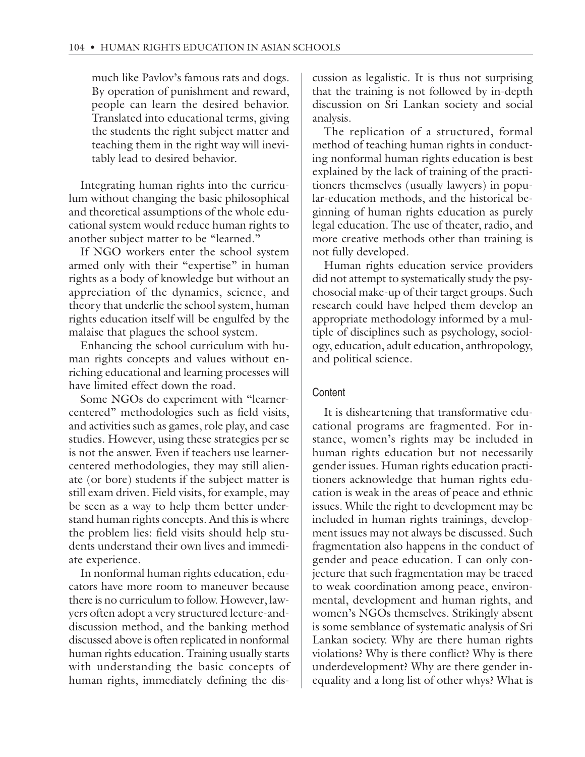much like Pavlov's famous rats and dogs. By operation of punishment and reward, people can learn the desired behavior. Translated into educational terms, giving the students the right subject matter and teaching them in the right way will inevitably lead to desired behavior.

Integrating human rights into the curriculum without changing the basic philosophical and theoretical assumptions of the whole educational system would reduce human rights to another subject matter to be "learned."

If NGO workers enter the school system armed only with their "expertise" in human rights as a body of knowledge but without an appreciation of the dynamics, science, and theory that underlie the school system, human rights education itself will be engulfed by the malaise that plagues the school system.

Enhancing the school curriculum with human rights concepts and values without enriching educational and learning processes will have limited effect down the road.

Some NGOs do experiment with "learner-centered" methodologies such as field visits, and activities such as games, role play, and case studies. However, using these strategies per se is not the answer. Even if teachers use learner-centered methodologies, they may still alienate (or bore) students if the subject matter is still exam driven. Field visits, for example, may be seen as a way to help them better understand human rights concepts. And this is where the problem lies: field visits should help students understand their own lives and immediate experience.

In nonformal human rights education, educators have more room to maneuver because there is no curriculum to follow. However, lawyers often adopt a very structured lecture-and-discussion method, and the banking method discussed above is often replicated in nonformal human rights education. Training usually starts with understanding the basic concepts of human rights, immediately defining the discussion as legalistic. It is thus not surprising that the training is not followed by in-depth discussion on Sri Lankan society and social analysis.

The replication of a structured, formal method of teaching human rights in conducting nonformal human rights education is best explained by the lack of training of the practitioners themselves (usually lawyers) in popular-education methods, and the historical beginning of human rights education as purely legal education. The use of theater, radio, and more creative methods other than training is not fully developed.

Human rights education service providers did not attempt to systematically study the psychosocial make-up of their target groups. Such research could have helped them develop an appropriate methodology informed by a multiple of disciplines such as psychology, sociology, education, adult education, anthropology, and political science.

### Content

It is disheartening that transformative educational programs are fragmented. For instance, women's rights may be included in human rights education but not necessarily gender issues. Human rights education practitioners acknowledge that human rights education is weak in the areas of peace and ethnic issues. While the right to development may be included in human rights trainings, development issues may not always be discussed. Such fragmentation also happens in the conduct of gender and peace education. I can only conjecture that such fragmentation may be traced to weak coordination among peace, environmental, development and human rights, and women's NGOs themselves. Strikingly absent is some semblance of systematic analysis of Sri Lankan society. Why are there human rights violations? Why is there conflict? Why is there underdevelopment? Why are there gender inequality and a long list of other whys? What is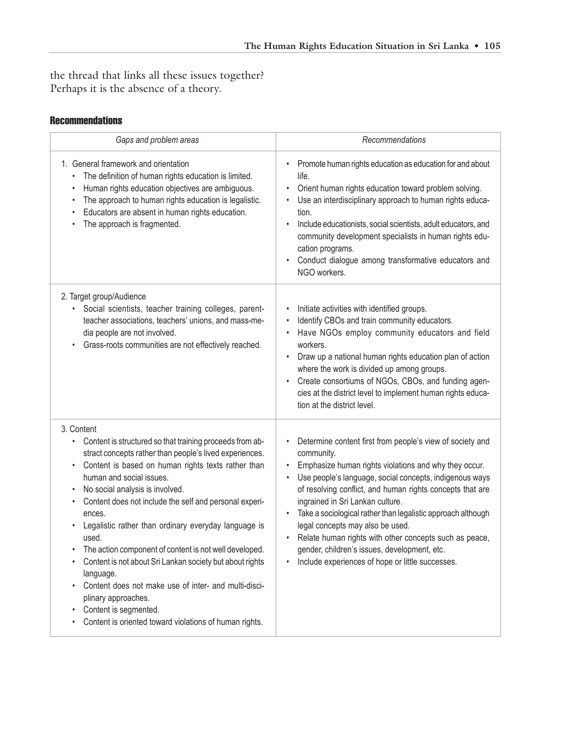the thread that links all these issues together? Perhaps it is the absence of a theory.

### Recommendations

| *Gaps and problem areas* | *Recommendations* |
| --- | --- |
| 1. General framework and orientation<br>• The definition of human rights education is limited.<br>• Human rights education objectives are ambiguous.<br>• The approach to human rights education is legalistic.<br>• Educators are absent in human rights education.<br>• The approach is fragmented. | • Promote human rights education as education for and about life.<br>• Orient human rights education toward problem solving.<br>• Use an interdisciplinary approach to human rights education.<br>• Include educationists, social scientists, adult educators, and community development specialists in human rights education programs.<br>• Conduct dialogue among transformative educators and NGO workers. |
| 2. Target group/Audience<br>• Social scientists, teacher training colleges, parent-teacher associations, teachers' unions, and mass-media people are not involved.<br>• Grass-roots communities are not effectively reached. | • Initiate activities with identified groups.<br>• Identify CBOs and train community educators.<br>• Have NGOs employ community educators and field workers.<br>• Draw up a national human rights education plan of action where the work is divided up among groups.<br>• Create consortiums of NGOs, CBOs, and funding agencies at the district level to implement human rights education at the district level. |
| 3. Content<br>• Content is structured so that training proceeds from abstract concepts rather than people's lived experiences.<br>• Content is based on human rights texts rather than human and social issues.<br>• No social analysis is involved.<br>• Content does not include the self and personal experiences.<br>• Legalistic rather than ordinary everyday language is used.<br>• The action component of content is not well developed.<br>• Content is not about Sri Lankan society but about rights language.<br>• Content does not make use of inter- and multi-disciplinary approaches.<br>• Content is segmented.<br>• Content is oriented toward violations of human rights. | • Determine content first from people's view of society and community.<br>• Emphasize human rights violations and why they occur.<br>• Use people's language, social concepts, indigenous ways of resolving conflict, and human rights concepts that are ingrained in Sri Lankan culture.<br>• Take a sociological rather than legalistic approach although legal concepts may also be used.<br>• Relate human rights with other concepts such as peace, gender, children's issues, development, etc.<br>• Include experiences of hope or little successes. |